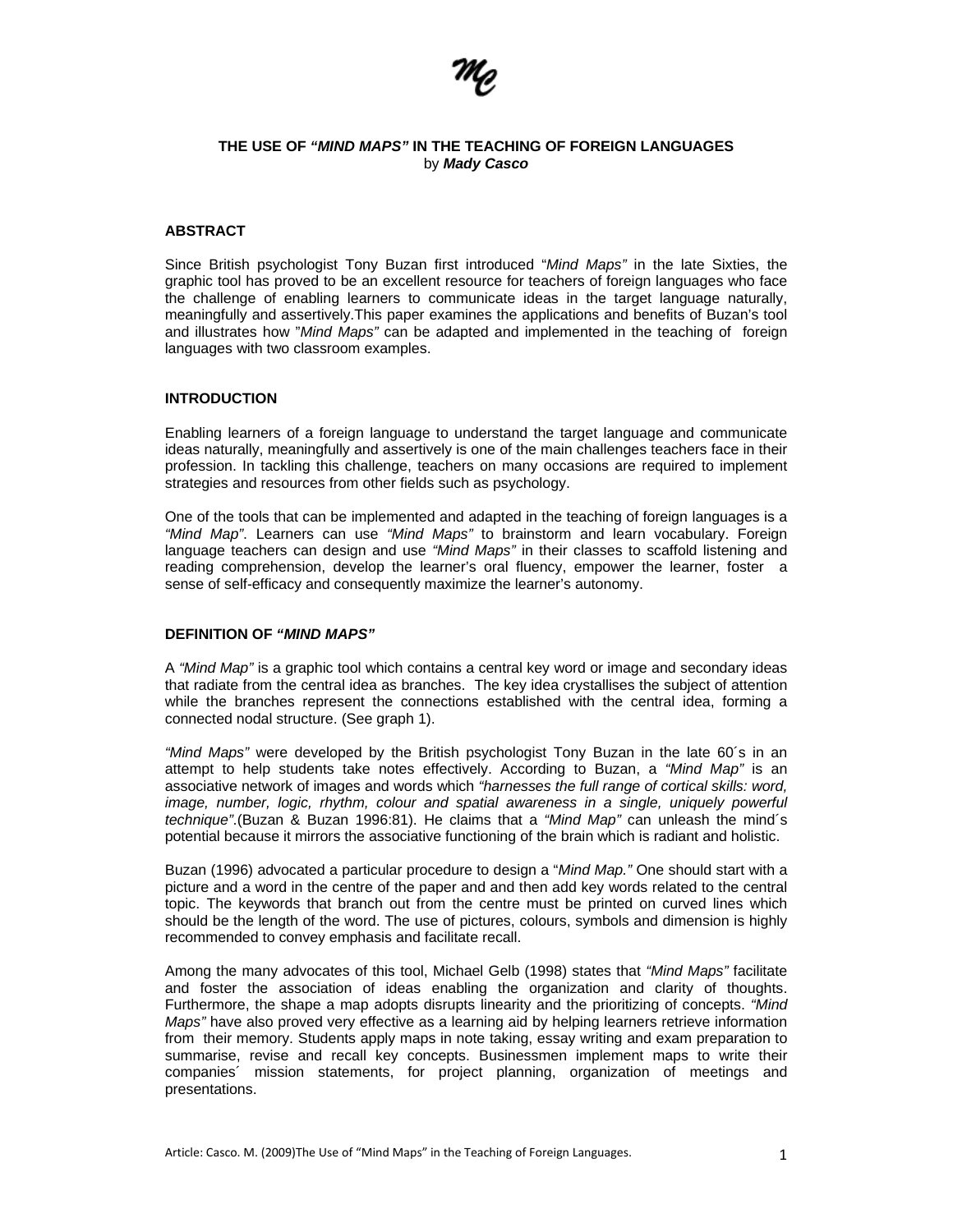# THE USE OF *"MIND MAPS"* IN THE TEACHING OF FOREIGN LANGUAGES

by ***Mady Casco***

## ABSTRACT

Since British psychologist Tony Buzan first introduced "*Mind Maps"* in the late Sixties, the graphic tool has proved to be an excellent resource for teachers of foreign languages who face the challenge of enabling learners to communicate ideas in the target language naturally, meaningfully and assertively.This paper examines the applications and benefits of Buzan's tool and illustrates how "*Mind Maps"* can be adapted and implemented in the teaching of foreign languages with two classroom examples.

## INTRODUCTION

Enabling learners of a foreign language to understand the target language and communicate ideas naturally, meaningfully and assertively is one of the main challenges teachers face in their profession. In tackling this challenge, teachers on many occasions are required to implement strategies and resources from other fields such as psychology.

One of the tools that can be implemented and adapted in the teaching of foreign languages is a *"Mind Map"*. Learners can use *"Mind Maps"* to brainstorm and learn vocabulary. Foreign language teachers can design and use *"Mind Maps"* in their classes to scaffold listening and reading comprehension, develop the learner's oral fluency, empower the learner, foster a sense of self-efficacy and consequently maximize the learner's autonomy.

## DEFINITION OF *"MIND MAPS"*

A *"Mind Map"* is a graphic tool which contains a central key word or image and secondary ideas that radiate from the central idea as branches. The key idea crystallises the subject of attention while the branches represent the connections established with the central idea, forming a connected nodal structure. (See graph 1).

*"Mind Maps"* were developed by the British psychologist Tony Buzan in the late 60´s in an attempt to help students take notes effectively. According to Buzan, a *"Mind Map"* is an associative network of images and words which *"harnesses the full range of cortical skills: word, image, number, logic, rhythm, colour and spatial awareness in a single, uniquely powerful technique"*.(Buzan & Buzan 1996:81). He claims that a *"Mind Map"* can unleash the mind´s potential because it mirrors the associative functioning of the brain which is radiant and holistic.

Buzan (1996) advocated a particular procedure to design a "*Mind Map."* One should start with a picture and a word in the centre of the paper and and then add key words related to the central topic. The keywords that branch out from the centre must be printed on curved lines which should be the length of the word. The use of pictures, colours, symbols and dimension is highly recommended to convey emphasis and facilitate recall.

Among the many advocates of this tool, Michael Gelb (1998) states that *"Mind Maps"* facilitate and foster the association of ideas enabling the organization and clarity of thoughts. Furthermore, the shape a map adopts disrupts linearity and the prioritizing of concepts. *"Mind Maps"* have also proved very effective as a learning aid by helping learners retrieve information from their memory. Students apply maps in note taking, essay writing and exam preparation to summarise, revise and recall key concepts. Businessmen implement maps to write their companies´ mission statements, for project planning, organization of meetings and presentations.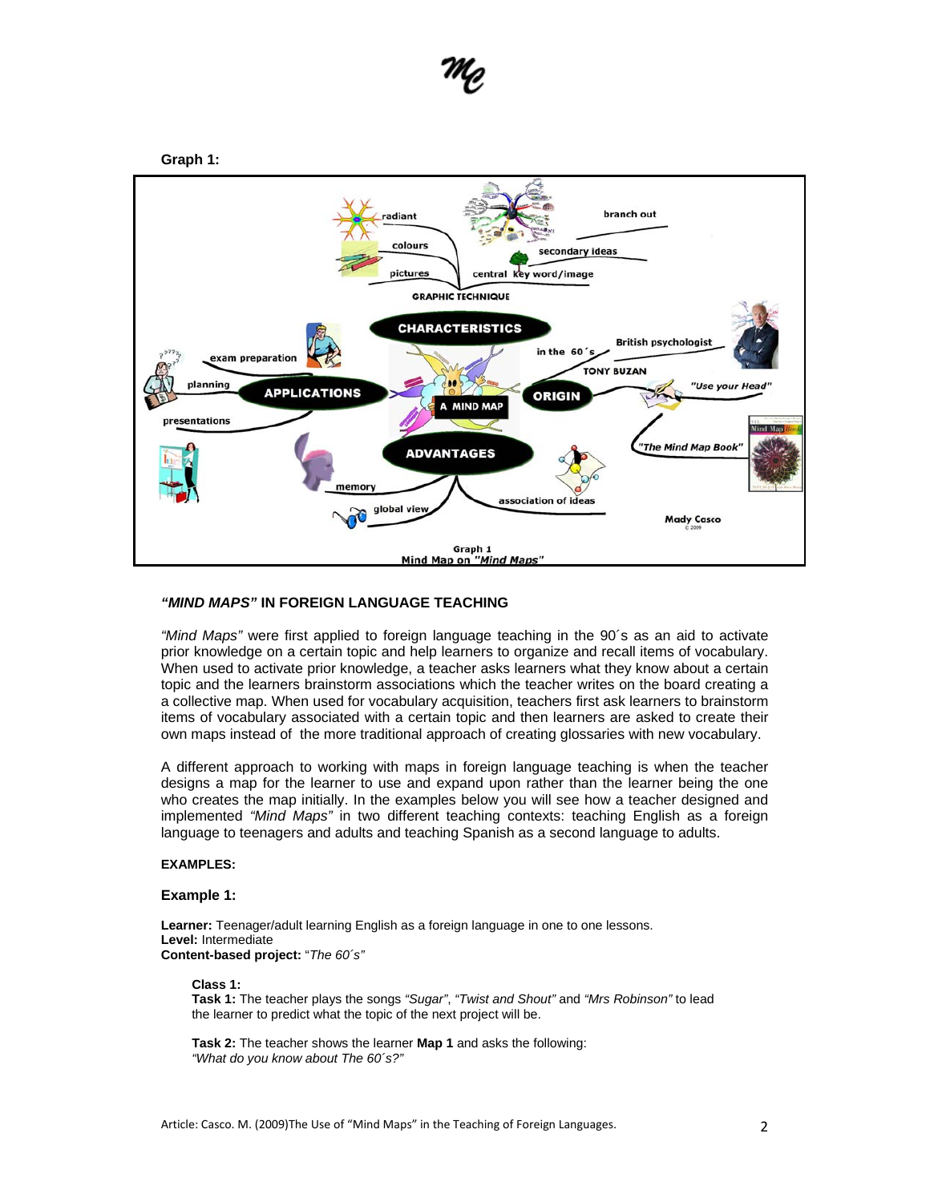**Graph 1:**

### *"MIND MAPS"* IN FOREIGN LANGUAGE TEACHING

*"Mind Maps"* were first applied to foreign language teaching in the 90´s as an aid to activate prior knowledge on a certain topic and help learners to organize and recall items of vocabulary. When used to activate prior knowledge, a teacher asks learners what they know about a certain topic and the learners brainstorm associations which the teacher writes on the board creating a a collective map. When used for vocabulary acquisition, teachers first ask learners to brainstorm items of vocabulary associated with a certain topic and then learners are asked to create their own maps instead of the more traditional approach of creating glossaries with new vocabulary.

A different approach to working with maps in foreign language teaching is when the teacher designs a map for the learner to use and expand upon rather than the learner being the one who creates the map initially. In the examples below you will see how a teacher designed and implemented *"Mind Maps"* in two different teaching contexts: teaching English as a foreign language to teenagers and adults and teaching Spanish as a second language to adults.

**EXAMPLES:**

#### Example 1:

**Learner:** Teenager/adult learning English as a foreign language in one to one lessons.
**Level:** Intermediate
**Content-based project:** "*The 60´s"*

**Class 1:**
**Task 1:** The teacher plays the songs *"Sugar"*, *"Twist and Shout"* and *"Mrs Robinson"* to lead the learner to predict what the topic of the next project will be.

**Task 2:** The teacher shows the learner **Map 1** and asks the following:
*"What do you know about The 60´s?"*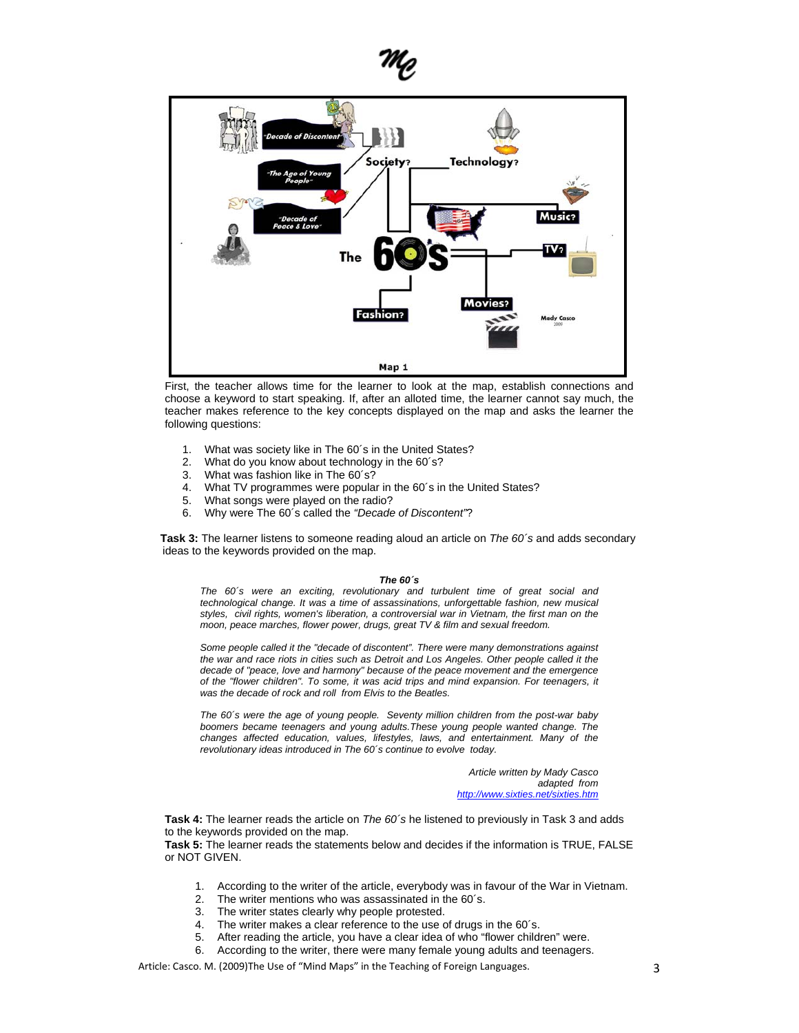First, the teacher allows time for the learner to look at the map, establish connections and choose a keyword to start speaking. If, after an alloted time, the learner cannot say much, the teacher makes reference to the key concepts displayed on the map and asks the learner the following questions:

1. What was society like in The 60´s in the United States?
2. What do you know about technology in the 60´s?
3. What was fashion like in The 60´s?
4. What TV programmes were popular in the 60´s in the United States?
5. What songs were played on the radio?
6. Why were The 60´s called the *"Decade of Discontent"*?

**Task 3:** The learner listens to someone reading aloud an article on *The 60´s* and adds secondary ideas to the keywords provided on the map.

***The 60´s***

*The 60´s were an exciting, revolutionary and turbulent time of great social and technological change. It was a time of assassinations, unforgettable fashion, new musical styles, civil rights, women's liberation, a controversial war in Vietnam, the first man on the moon, peace marches, flower power, drugs, great TV & film and sexual freedom.*

*Some people called it the "decade of discontent". There were many demonstrations against the war and race riots in cities such as Detroit and Los Angeles. Other people called it the decade of "peace, love and harmony" because of the peace movement and the emergence of the "flower children". To some, it was acid trips and mind expansion. For teenagers, it was the decade of rock and roll from Elvis to the Beatles.*

*The 60´s were the age of young people. Seventy million children from the post-war baby boomers became teenagers and young adults.These young people wanted change. The changes affected education, values, lifestyles, laws, and entertainment. Many of the revolutionary ideas introduced in The 60´s continue to evolve today.*

*Article written by Mady Casco adapted from [http://www.sixties.net/sixties.htm](http://www.sixties.net/sixties.htm)*

**Task 4:** The learner reads the article on *The 60´s* he listened to previously in Task 3 and adds to the keywords provided on the map.

**Task 5:** The learner reads the statements below and decides if the information is TRUE, FALSE or NOT GIVEN.

1. According to the writer of the article, everybody was in favour of the War in Vietnam.
2. The writer mentions who was assassinated in the 60´s.
3. The writer states clearly why people protested.
4. The writer makes a clear reference to the use of drugs in the 60´s.
5. After reading the article, you have a clear idea of who "flower children" were.
6. According to the writer, there were many female young adults and teenagers.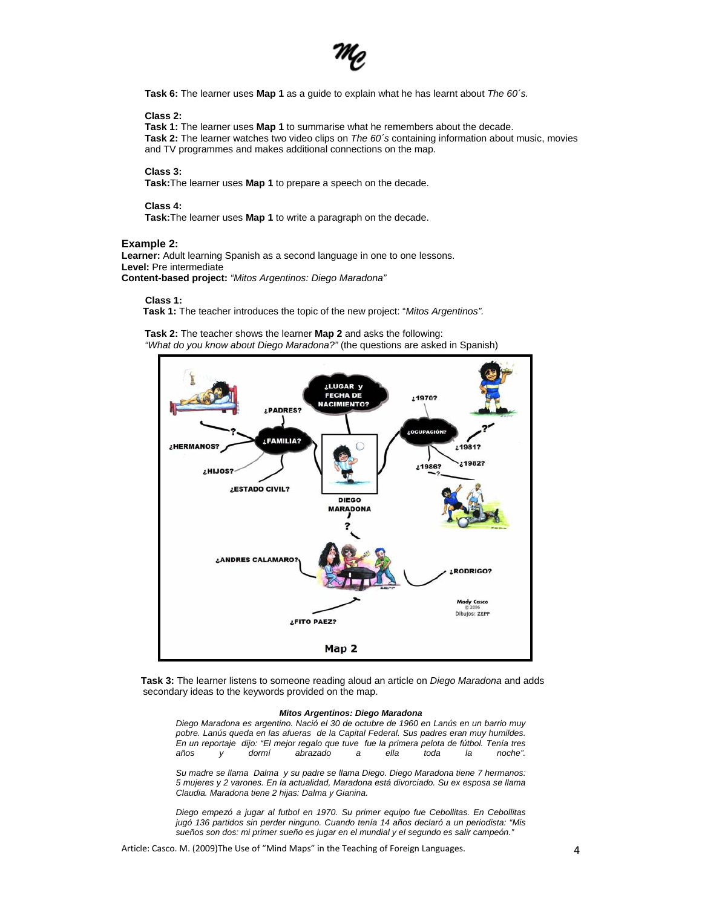**Task 6:** The learner uses **Map 1** as a guide to explain what he has learnt about *The 60´s.*

**Class 2:**
**Task 1:** The learner uses **Map 1** to summarise what he remembers about the decade.
**Task 2:** The learner watches two video clips on *The 60´s* containing information about music, movies and TV programmes and makes additional connections on the map.

**Class 3:**
**Task:** The learner uses **Map 1** to prepare a speech on the decade.

**Class 4:**
**Task:** The learner uses **Map 1** to write a paragraph on the decade.

### Example 2:

**Learner:** Adult learning Spanish as a second language in one to one lessons.
**Level:** Pre intermediate
**Content-based project:** *"Mitos Argentinos: Diego Maradona"*

**Class 1:**
**Task 1:** The teacher introduces the topic of the new project: "*Mitos Argentinos".*

**Task 2:** The teacher shows the learner **Map 2** and asks the following:
*"What do you know about Diego Maradona?"* (the questions are asked in Spanish)

Map 2

**Task 3:** The learner listens to someone reading aloud an article on *Diego Maradona* and adds secondary ideas to the keywords provided on the map.

***Mitos Argentinos: Diego Maradona***

*Diego Maradona es argentino. Nació el 30 de octubre de 1960 en Lanús en un barrio muy pobre. Lanús queda en las afueras de la Capital Federal. Sus padres eran muy humildes. En un reportaje dijo: "El mejor regalo que tuve fue la primera pelota de fútbol. Tenía tres años y dormí abrazado a ella toda la noche".*

*Su madre se llama Dalma y su padre se llama Diego. Diego Maradona tiene 7 hermanos: 5 mujeres y 2 varones. En la actualidad, Maradona está divorciado. Su ex esposa se llama Claudia. Maradona tiene 2 hijas: Dalma y Gianina.*

*Diego empezó a jugar al futbol en 1970. Su primer equipo fue Cebollitas. En Cebollitas jugó 136 partidos sin perder ninguno. Cuando tenía 14 años declaró a un periodista: "Mis sueños son dos: mi primer sueño es jugar en el mundial y el segundo es salir campeón."*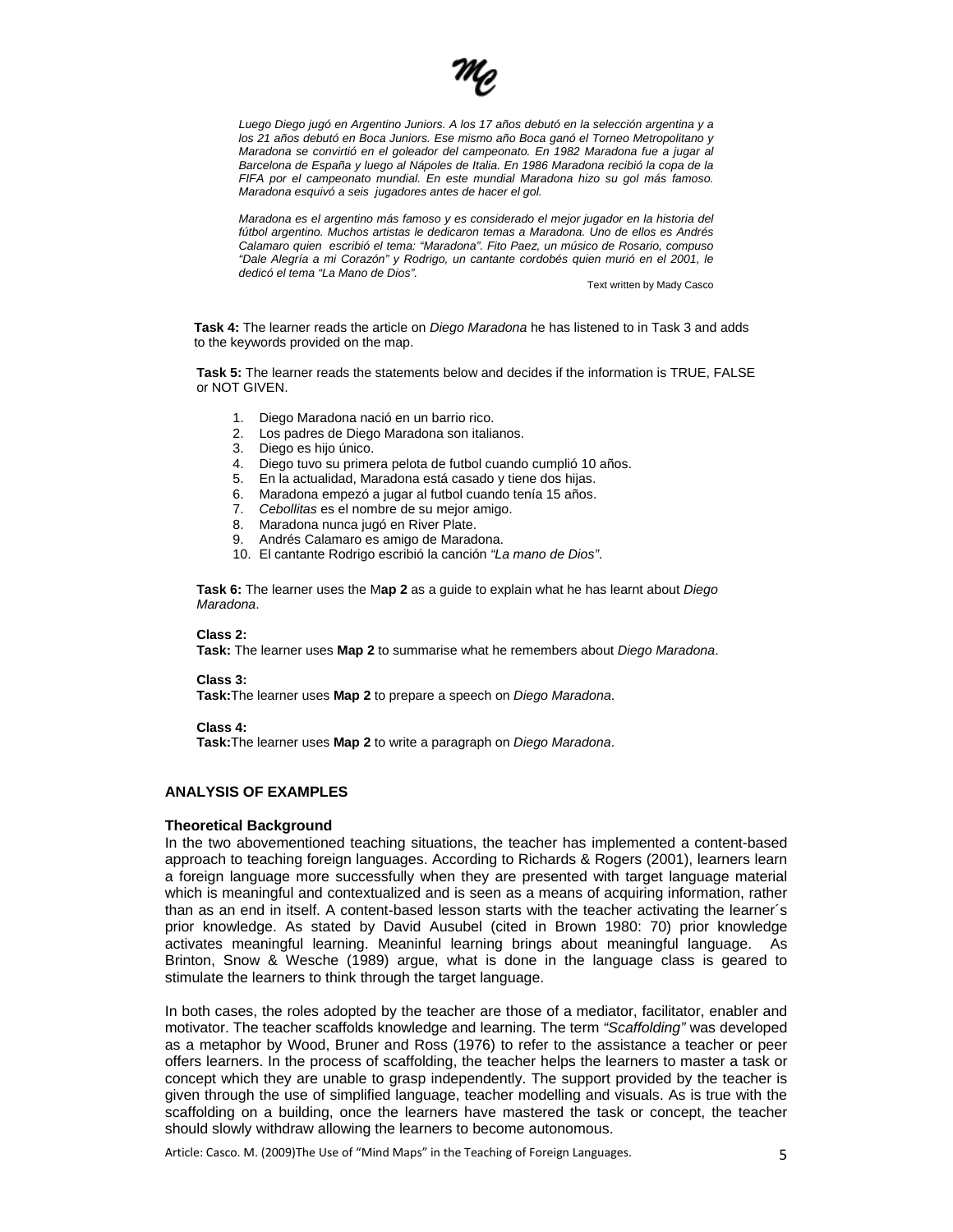*Luego Diego jugó en Argentino Juniors. A los 17 años debutó en la selección argentina y a los 21 años debutó en Boca Juniors. Ese mismo año Boca ganó el Torneo Metropolitano y Maradona se convirtió en el goleador del campeonato. En 1982 Maradona fue a jugar al Barcelona de España y luego al Nápoles de Italia. En 1986 Maradona recibió la copa de la FIFA por el campeonato mundial. En este mundial Maradona hizo su gol más famoso. Maradona esquivó a seis jugadores antes de hacer el gol.*

*Maradona es el argentino más famoso y es considerado el mejor jugador en la historia del fútbol argentino. Muchos artistas le dedicaron temas a Maradona. Uno de ellos es Andrés Calamaro quien escribió el tema: "Maradona". Fito Paez, un músico de Rosario, compuso "Dale Alegría a mi Corazón" y Rodrigo, un cantante cordobés quien murió en el 2001, le dedicó el tema "La Mano de Dios".*

Text written by Mady Casco

**Task 4:** The learner reads the article on *Diego Maradona* he has listened to in Task 3 and adds to the keywords provided on the map.

**Task 5:** The learner reads the statements below and decides if the information is TRUE, FALSE or NOT GIVEN.

1. Diego Maradona nació en un barrio rico.
2. Los padres de Diego Maradona son italianos.
3. Diego es hijo único.
4. Diego tuvo su primera pelota de futbol cuando cumplió 10 años.
5. En la actualidad, Maradona está casado y tiene dos hijas.
6. Maradona empezó a jugar al futbol cuando tenía 15 años.
7. *Cebollitas* es el nombre de su mejor amigo.
8. Maradona nunca jugó en River Plate.
9. Andrés Calamaro es amigo de Maradona.
10. El cantante Rodrigo escribió la canción *"La mano de Dios"*.

**Task 6:** The learner uses the M**ap 2** as a guide to explain what he has learnt about *Diego Maradona*.

**Class 2:**
**Task:** The learner uses **Map 2** to summarise what he remembers about *Diego Maradona*.

**Class 3:**
**Task:**The learner uses **Map 2** to prepare a speech on *Diego Maradona*.

**Class 4:**
**Task:**The learner uses **Map 2** to write a paragraph on *Diego Maradona*.

## ANALYSIS OF EXAMPLES

### Theoretical Background

In the two abovementioned teaching situations, the teacher has implemented a content-based approach to teaching foreign languages. According to Richards & Rogers (2001), learners learn a foreign language more successfully when they are presented with target language material which is meaningful and contextualized and is seen as a means of acquiring information, rather than as an end in itself. A content-based lesson starts with the teacher activating the learner´s prior knowledge. As stated by David Ausubel (cited in Brown 1980: 70) prior knowledge activates meaningful learning. Meaninful learning brings about meaningful language. As Brinton, Snow & Wesche (1989) argue, what is done in the language class is geared to stimulate the learners to think through the target language.

In both cases, the roles adopted by the teacher are those of a mediator, facilitator, enabler and motivator. The teacher scaffolds knowledge and learning. The term *"Scaffolding"* was developed as a metaphor by Wood, Bruner and Ross (1976) to refer to the assistance a teacher or peer offers learners. In the process of scaffolding, the teacher helps the learners to master a task or concept which they are unable to grasp independently. The support provided by the teacher is given through the use of simplified language, teacher modelling and visuals. As is true with the scaffolding on a building, once the learners have mastered the task or concept, the teacher should slowly withdraw allowing the learners to become autonomous.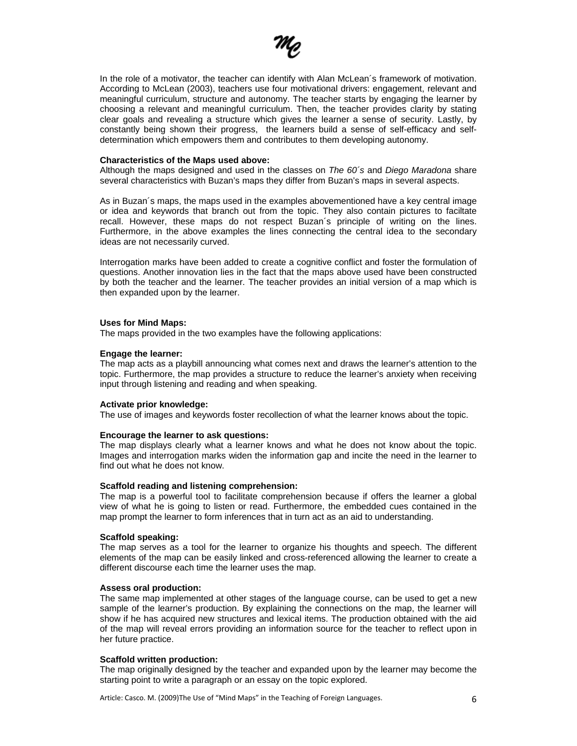In the role of a motivator, the teacher can identify with Alan McLean´s framework of motivation. According to McLean (2003), teachers use four motivational drivers: engagement, relevant and meaningful curriculum, structure and autonomy. The teacher starts by engaging the learner by choosing a relevant and meaningful curriculum. Then, the teacher provides clarity by stating clear goals and revealing a structure which gives the learner a sense of security. Lastly, by constantly being shown their progress, the learners build a sense of self-efficacy and self-determination which empowers them and contributes to them developing autonomy.

**Characteristics of the Maps used above:**

Although the maps designed and used in the classes on *The 60´s* and *Diego Maradona* share several characteristics with Buzan's maps they differ from Buzan's maps in several aspects.

As in Buzan´s maps, the maps used in the examples abovementioned have a key central image or idea and keywords that branch out from the topic. They also contain pictures to faciltate recall. However, these maps do not respect Buzan´s principle of writing on the lines. Furthermore, in the above examples the lines connecting the central idea to the secondary ideas are not necessarily curved.

Interrogation marks have been added to create a cognitive conflict and foster the formulation of questions. Another innovation lies in the fact that the maps above used have been constructed by both the teacher and the learner. The teacher provides an initial version of a map which is then expanded upon by the learner.

**Uses for Mind Maps:**

The maps provided in the two examples have the following applications:

**Engage the learner:**

The map acts as a playbill announcing what comes next and draws the learner's attention to the topic. Furthermore, the map provides a structure to reduce the learner's anxiety when receiving input through listening and reading and when speaking.

**Activate prior knowledge:**

The use of images and keywords foster recollection of what the learner knows about the topic.

**Encourage the learner to ask questions:**

The map displays clearly what a learner knows and what he does not know about the topic. Images and interrogation marks widen the information gap and incite the need in the learner to find out what he does not know.

**Scaffold reading and listening comprehension:**

The map is a powerful tool to facilitate comprehension because if offers the learner a global view of what he is going to listen or read. Furthermore, the embedded cues contained in the map prompt the learner to form inferences that in turn act as an aid to understanding.

**Scaffold speaking:**

The map serves as a tool for the learner to organize his thoughts and speech. The different elements of the map can be easily linked and cross-referenced allowing the learner to create a different discourse each time the learner uses the map.

**Assess oral production:**

The same map implemented at other stages of the language course, can be used to get a new sample of the learner's production. By explaining the connections on the map, the learner will show if he has acquired new structures and lexical items. The production obtained with the aid of the map will reveal errors providing an information source for the teacher to reflect upon in her future practice.

**Scaffold written production:**

The map originally designed by the teacher and expanded upon by the learner may become the starting point to write a paragraph or an essay on the topic explored.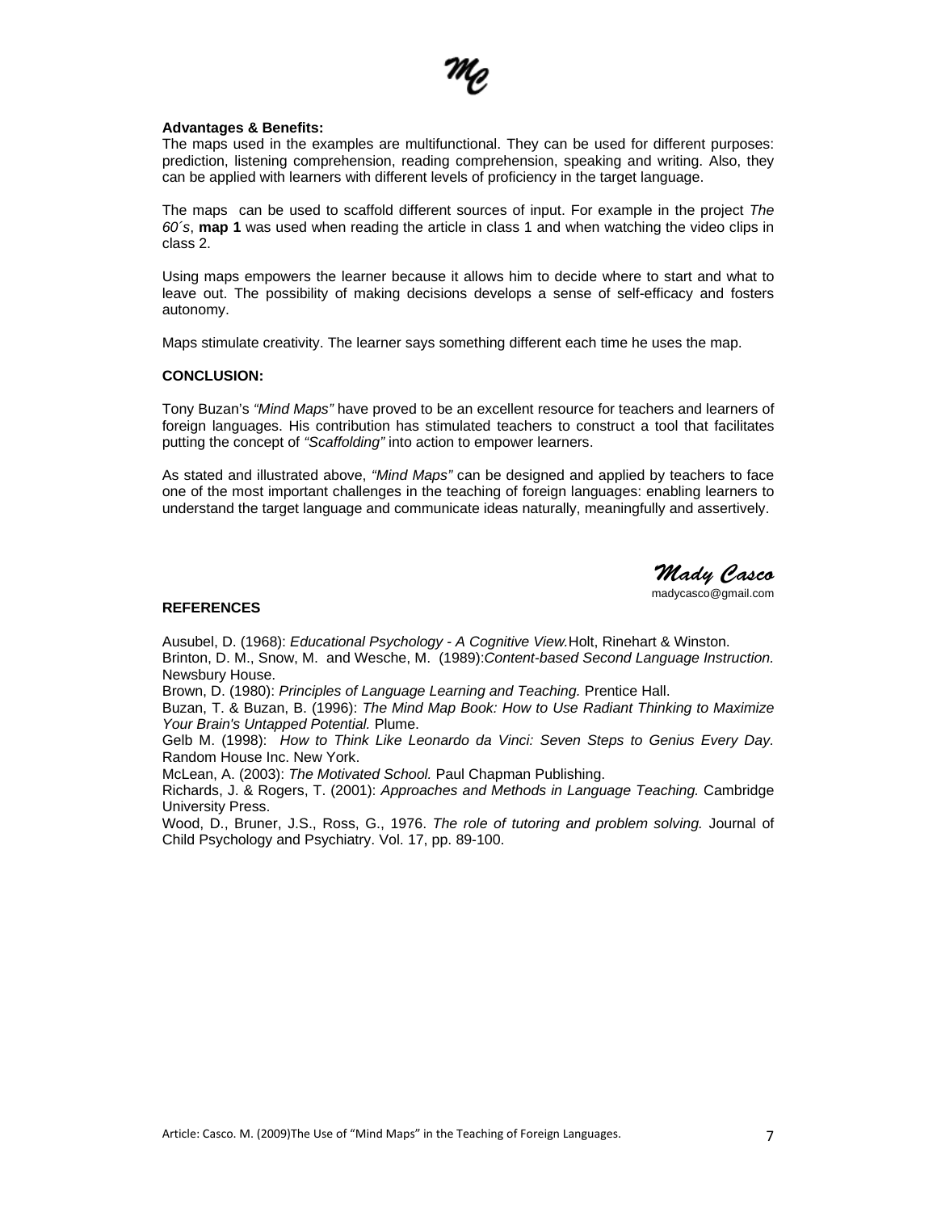**Advantages & Benefits:**

The maps used in the examples are multifunctional. They can be used for different purposes: prediction, listening comprehension, reading comprehension, speaking and writing. Also, they can be applied with learners with different levels of proficiency in the target language.

The maps can be used to scaffold different sources of input. For example in the project *The 60´s*, **map 1** was used when reading the article in class 1 and when watching the video clips in class 2.

Using maps empowers the learner because it allows him to decide where to start and what to leave out. The possibility of making decisions develops a sense of self-efficacy and fosters autonomy.

Maps stimulate creativity. The learner says something different each time he uses the map.

**CONCLUSION:**

Tony Buzan's *"Mind Maps"* have proved to be an excellent resource for teachers and learners of foreign languages. His contribution has stimulated teachers to construct a tool that facilitates putting the concept of *"Scaffolding"* into action to empower learners.

As stated and illustrated above, *"Mind Maps"* can be designed and applied by teachers to face one of the most important challenges in the teaching of foreign languages: enabling learners to understand the target language and communicate ideas naturally, meaningfully and assertively.

*Mady Casco*
madycasco@gmail.com

**REFERENCES**

Ausubel, D. (1968): *Educational Psychology - A Cognitive View.* Holt, Rinehart & Winston.
Brinton, D. M., Snow, M. and Wesche, M. (1989): *Content-based Second Language Instruction.* Newsbury House.
Brown, D. (1980): *Principles of Language Learning and Teaching.* Prentice Hall.
Buzan, T. & Buzan, B. (1996): *The Mind Map Book: How to Use Radiant Thinking to Maximize Your Brain's Untapped Potential.* Plume.
Gelb M. (1998): *How to Think Like Leonardo da Vinci: Seven Steps to Genius Every Day.* Random House Inc. New York.
McLean, A. (2003): *The Motivated School.* Paul Chapman Publishing.
Richards, J. & Rogers, T. (2001): *Approaches and Methods in Language Teaching.* Cambridge University Press.
Wood, D., Bruner, J.S., Ross, G., 1976. *The role of tutoring and problem solving.* Journal of Child Psychology and Psychiatry. Vol. 17, pp. 89-100.